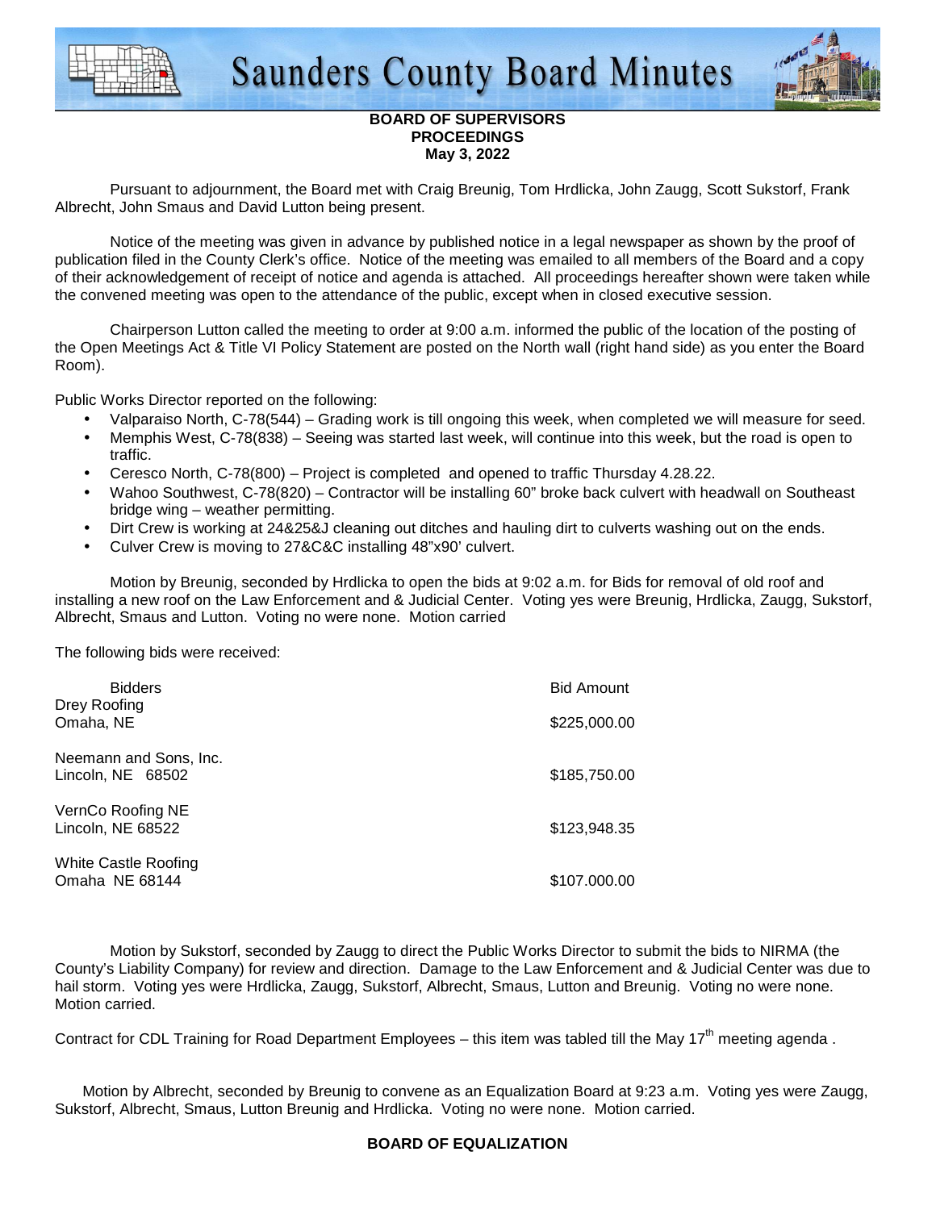# Saunders County Board Minutes

**BOARD OF SUPERVISORS**
**PROCEEDINGS**
**May 3, 2022**

Pursuant to adjournment, the Board met with Craig Breunig, Tom Hrdlicka, John Zaugg, Scott Sukstorf, Frank Albrecht, John Smaus and David Lutton being present.

Notice of the meeting was given in advance by published notice in a legal newspaper as shown by the proof of publication filed in the County Clerk's office. Notice of the meeting was emailed to all members of the Board and a copy of their acknowledgement of receipt of notice and agenda is attached. All proceedings hereafter shown were taken while the convened meeting was open to the attendance of the public, except when in closed executive session.

Chairperson Lutton called the meeting to order at 9:00 a.m. informed the public of the location of the posting of the Open Meetings Act & Title VI Policy Statement are posted on the North wall (right hand side) as you enter the Board Room).

Public Works Director reported on the following:

- Valparaiso North, C-78(544) – Grading work is till ongoing this week, when completed we will measure for seed.
- Memphis West, C-78(838) – Seeing was started last week, will continue into this week, but the road is open to traffic.
- Ceresco North, C-78(800) – Project is completed and opened to traffic Thursday 4.28.22.
- Wahoo Southwest, C-78(820) – Contractor will be installing 60" broke back culvert with headwall on Southeast bridge wing – weather permitting.
- Dirt Crew is working at 24&25&J cleaning out ditches and hauling dirt to culverts washing out on the ends.
- Culver Crew is moving to 27&C&C installing 48"x90' culvert.

Motion by Breunig, seconded by Hrdlicka to open the bids at 9:02 a.m. for Bids for removal of old roof and installing a new roof on the Law Enforcement and & Judicial Center. Voting yes were Breunig, Hrdlicka, Zaugg, Sukstorf, Albrecht, Smaus and Lutton. Voting no were none. Motion carried

The following bids were received:

| Bidders | Bid Amount |
|---|---|
| Drey Roofing<br>Omaha, NE | $225,000.00 |
| Neemann and Sons, Inc.<br>Lincoln, NE 68502 | $185,750.00 |
| VernCo Roofing NE<br>Lincoln, NE 68522 | $123,948.35 |
| White Castle Roofing<br>Omaha NE 68144 | $107.000.00 |

Motion by Sukstorf, seconded by Zaugg to direct the Public Works Director to submit the bids to NIRMA (the County's Liability Company) for review and direction. Damage to the Law Enforcement and & Judicial Center was due to hail storm. Voting yes were Hrdlicka, Zaugg, Sukstorf, Albrecht, Smaus, Lutton and Breunig. Voting no were none. Motion carried.

Contract for CDL Training for Road Department Employees – this item was tabled till the May 17th meeting agenda .

Motion by Albrecht, seconded by Breunig to convene as an Equalization Board at 9:23 a.m. Voting yes were Zaugg, Sukstorf, Albrecht, Smaus, Lutton Breunig and Hrdlicka. Voting no were none. Motion carried.

**BOARD OF EQUALIZATION**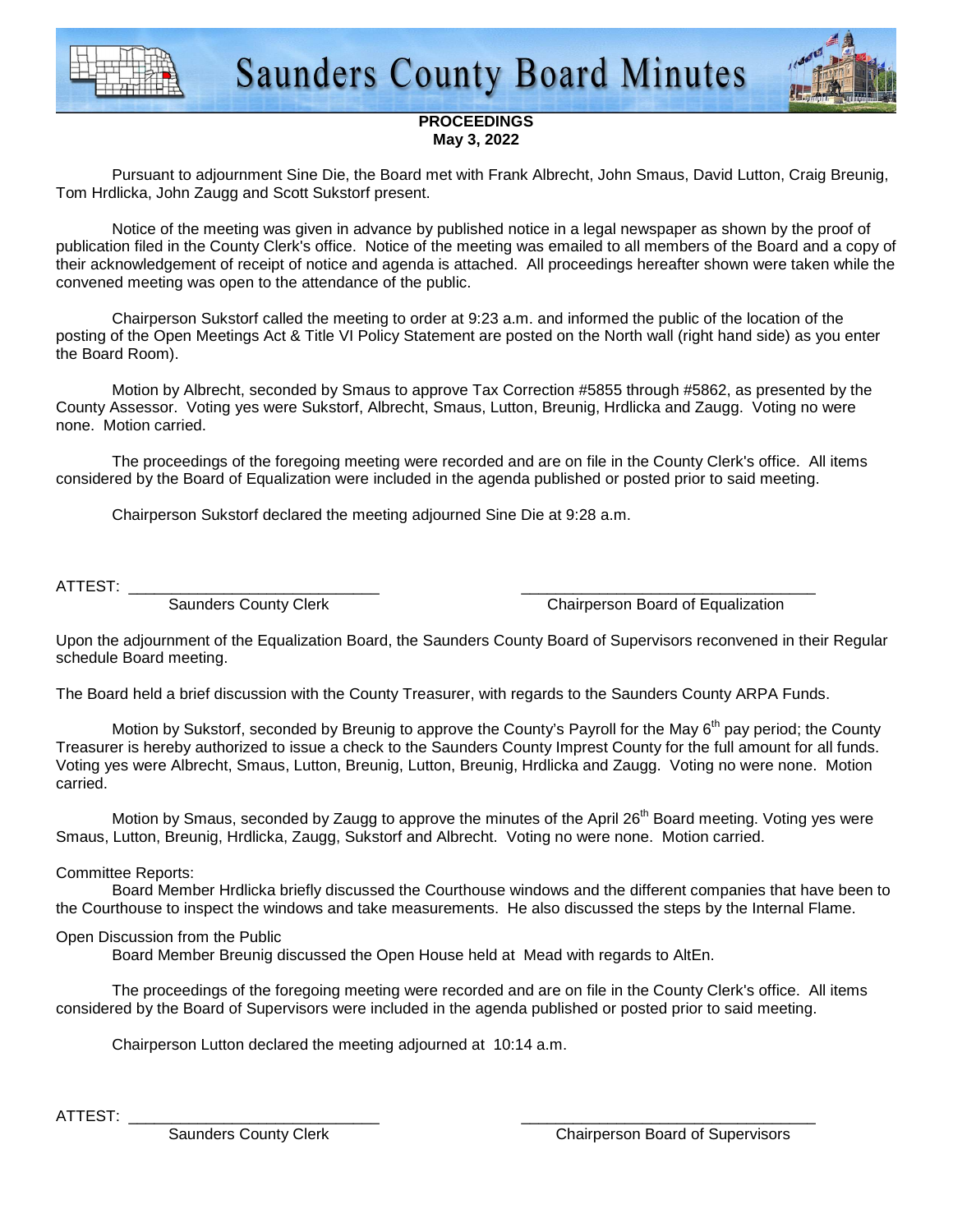# Saunders County Board Minutes

**PROCEEDINGS**
**May 3, 2022**

Pursuant to adjournment Sine Die, the Board met with Frank Albrecht, John Smaus, David Lutton, Craig Breunig, Tom Hrdlicka, John Zaugg and Scott Sukstorf present.

Notice of the meeting was given in advance by published notice in a legal newspaper as shown by the proof of publication filed in the County Clerk's office. Notice of the meeting was emailed to all members of the Board and a copy of their acknowledgement of receipt of notice and agenda is attached. All proceedings hereafter shown were taken while the convened meeting was open to the attendance of the public.

Chairperson Sukstorf called the meeting to order at 9:23 a.m. and informed the public of the location of the posting of the Open Meetings Act & Title VI Policy Statement are posted on the North wall (right hand side) as you enter the Board Room).

Motion by Albrecht, seconded by Smaus to approve Tax Correction #5855 through #5862, as presented by the County Assessor. Voting yes were Sukstorf, Albrecht, Smaus, Lutton, Breunig, Hrdlicka and Zaugg. Voting no were none. Motion carried.

The proceedings of the foregoing meeting were recorded and are on file in the County Clerk's office. All items considered by the Board of Equalization were included in the agenda published or posted prior to said meeting.

Chairperson Sukstorf declared the meeting adjourned Sine Die at 9:28 a.m.

ATTEST: ______________________________ ______________________________
Saunders County Clerk Chairperson Board of Equalization

Upon the adjournment of the Equalization Board, the Saunders County Board of Supervisors reconvened in their Regular schedule Board meeting.

The Board held a brief discussion with the County Treasurer, with regards to the Saunders County ARPA Funds.

Motion by Sukstorf, seconded by Breunig to approve the County's Payroll for the May 6th pay period; the County Treasurer is hereby authorized to issue a check to the Saunders County Imprest County for the full amount for all funds. Voting yes were Albrecht, Smaus, Lutton, Breunig, Lutton, Breunig, Hrdlicka and Zaugg. Voting no were none. Motion carried.

Motion by Smaus, seconded by Zaugg to approve the minutes of the April 26th Board meeting. Voting yes were Smaus, Lutton, Breunig, Hrdlicka, Zaugg, Sukstorf and Albrecht. Voting no were none. Motion carried.

Committee Reports:

Board Member Hrdlicka briefly discussed the Courthouse windows and the different companies that have been to the Courthouse to inspect the windows and take measurements. He also discussed the steps by the Internal Flame.

Open Discussion from the Public

Board Member Breunig discussed the Open House held at Mead with regards to AltEn.

The proceedings of the foregoing meeting were recorded and are on file in the County Clerk's office. All items considered by the Board of Supervisors were included in the agenda published or posted prior to said meeting.

Chairperson Lutton declared the meeting adjourned at 10:14 a.m.

ATTEST: ______________________________ ______________________________
Saunders County Clerk Chairperson Board of Supervisors